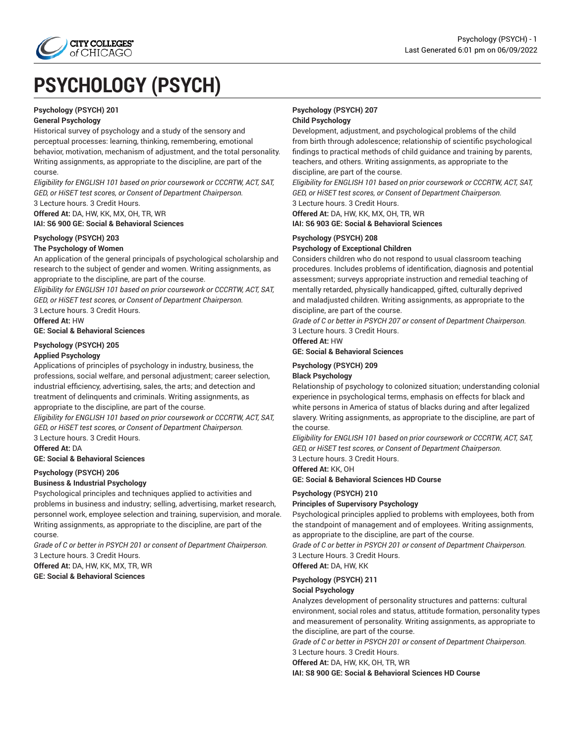# PSYCHOLOGY (PSYCH)

**Psychology (PSYCH) 201**
**General Psychology**

Historical survey of psychology and a study of the sensory and perceptual processes: learning, thinking, remembering, emotional behavior, motivation, mechanism of adjustment, and the total personality. Writing assignments, as appropriate to the discipline, are part of the course.

*Eligibility for ENGLISH 101 based on prior coursework or CCCRTW, ACT, SAT, GED, or HiSET test scores, or Consent of Department Chairperson.*

3 Lecture hours. 3 Credit Hours.

**Offered At:** DA, HW, KK, MX, OH, TR, WR

**IAI: S6 900 GE: Social & Behavioral Sciences**

**Psychology (PSYCH) 203**
**The Psychology of Women**

An application of the general principals of psychological scholarship and research to the subject of gender and women. Writing assignments, as appropriate to the discipline, are part of the course.

*Eligibility for ENGLISH 101 based on prior coursework or CCCRTW, ACT, SAT, GED, or HiSET test scores, or Consent of Department Chairperson.*

3 Lecture hours. 3 Credit Hours.

**Offered At:** HW

**GE: Social & Behavioral Sciences**

**Psychology (PSYCH) 205**
**Applied Psychology**

Applications of principles of psychology in industry, business, the professions, social welfare, and personal adjustment; career selection, industrial efficiency, advertising, sales, the arts; and detection and treatment of delinquents and criminals. Writing assignments, as appropriate to the discipline, are part of the course.

*Eligibility for ENGLISH 101 based on prior coursework or CCCRTW, ACT, SAT, GED, or HiSET test scores, or Consent of Department Chairperson.*

3 Lecture hours. 3 Credit Hours.

**Offered At:** DA

**GE: Social & Behavioral Sciences**

**Psychology (PSYCH) 206**
**Business & Industrial Psychology**

Psychological principles and techniques applied to activities and problems in business and industry; selling, advertising, market research, personnel work, employee selection and training, supervision, and morale. Writing assignments, as appropriate to the discipline, are part of the course.

*Grade of C or better in PSYCH 201 or consent of Department Chairperson.*

3 Lecture hours. 3 Credit Hours.

**Offered At:** DA, HW, KK, MX, TR, WR

**GE: Social & Behavioral Sciences**

**Psychology (PSYCH) 207**
**Child Psychology**

Development, adjustment, and psychological problems of the child from birth through adolescence; relationship of scientific psychological findings to practical methods of child guidance and training by parents, teachers, and others. Writing assignments, as appropriate to the discipline, are part of the course.

*Eligibility for ENGLISH 101 based on prior coursework or CCCRTW, ACT, SAT, GED, or HiSET test scores, or Consent of Department Chairperson.*

3 Lecture hours. 3 Credit Hours.

**Offered At:** DA, HW, KK, MX, OH, TR, WR

**IAI: S6 903 GE: Social & Behavioral Sciences**

**Psychology (PSYCH) 208**
**Psychology of Exceptional Children**

Considers children who do not respond to usual classroom teaching procedures. Includes problems of identification, diagnosis and potential assessment; surveys appropriate instruction and remedial teaching of mentally retarded, physically handicapped, gifted, culturally deprived and maladjusted children. Writing assignments, as appropriate to the discipline, are part of the course.

*Grade of C or better in PSYCH 207 or consent of Department Chairperson.*

3 Lecture hours. 3 Credit Hours.

**Offered At:** HW

**GE: Social & Behavioral Sciences**

**Psychology (PSYCH) 209**
**Black Psychology**

Relationship of psychology to colonized situation; understanding colonial experience in psychological terms, emphasis on effects for black and white persons in America of status of blacks during and after legalized slavery. Writing assignments, as appropriate to the discipline, are part of the course.

*Eligibility for ENGLISH 101 based on prior coursework or CCCRTW, ACT, SAT, GED, or HiSET test scores, or Consent of Department Chairperson.*

3 Lecture hours. 3 Credit Hours.

**Offered At:** KK, OH

**GE: Social & Behavioral Sciences HD Course**

**Psychology (PSYCH) 210**
**Principles of Supervisory Psychology**

Psychological principles applied to problems with employees, both from the standpoint of management and of employees. Writing assignments, as appropriate to the discipline, are part of the course.

*Grade of C or better in PSYCH 201 or consent of Department Chairperson.*

3 Lecture Hours. 3 Credit Hours.

**Offered At:** DA, HW, KK

**Psychology (PSYCH) 211**
**Social Psychology**

Analyzes development of personality structures and patterns: cultural environment, social roles and status, attitude formation, personality types and measurement of personality. Writing assignments, as appropriate to the discipline, are part of the course.

*Grade of C or better in PSYCH 201 or consent of Department Chairperson.*

3 Lecture hours. 3 Credit Hours.

**Offered At:** DA, HW, KK, OH, TR, WR

**IAI: S8 900 GE: Social & Behavioral Sciences HD Course**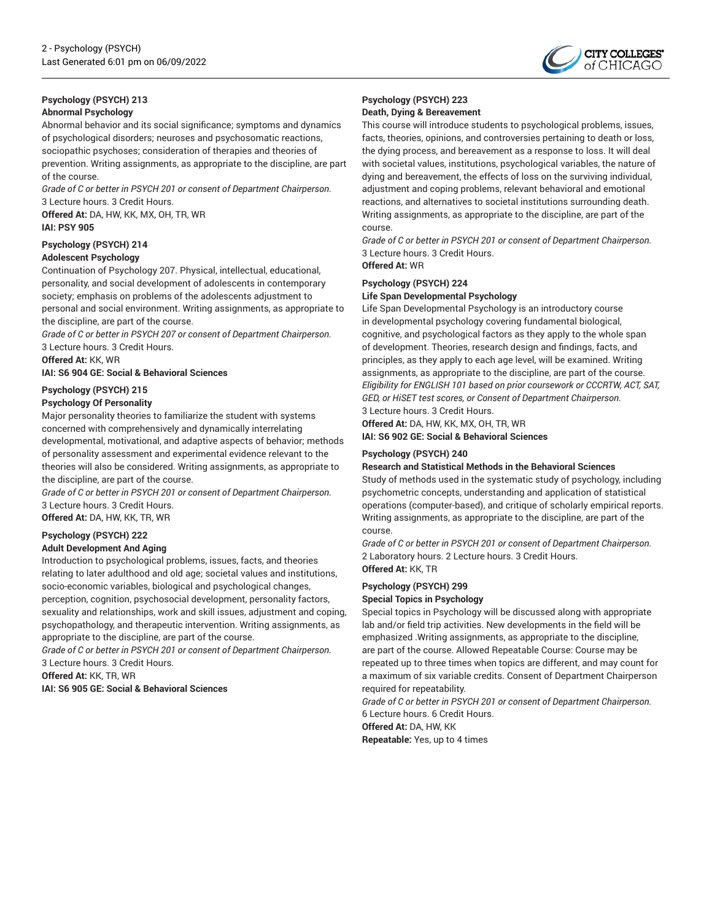### Psychology (PSYCH) 213
**Abnormal Psychology**

Abnormal behavior and its social significance; symptoms and dynamics of psychological disorders; neuroses and psychosomatic reactions, sociopathic psychoses; consideration of therapies and theories of prevention. Writing assignments, as appropriate to the discipline, are part of the course.

*Grade of C or better in PSYCH 201 or consent of Department Chairperson.*

3 Lecture hours. 3 Credit Hours.

**Offered At:** DA, HW, KK, MX, OH, TR, WR

**IAI: PSY 905**

### Psychology (PSYCH) 214
**Adolescent Psychology**

Continuation of Psychology 207. Physical, intellectual, educational, personality, and social development of adolescents in contemporary society; emphasis on problems of the adolescents adjustment to personal and social environment. Writing assignments, as appropriate to the discipline, are part of the course.

*Grade of C or better in PSYCH 207 or consent of Department Chairperson.*

3 Lecture hours. 3 Credit Hours.

**Offered At:** KK, WR

**IAI: S6 904 GE: Social & Behavioral Sciences**

### Psychology (PSYCH) 215
**Psychology Of Personality**

Major personality theories to familiarize the student with systems concerned with comprehensively and dynamically interrelating developmental, motivational, and adaptive aspects of behavior; methods of personality assessment and experimental evidence relevant to the theories will also be considered. Writing assignments, as appropriate to the discipline, are part of the course.

*Grade of C or better in PSYCH 201 or consent of Department Chairperson.*

3 Lecture hours. 3 Credit Hours.

**Offered At:** DA, HW, KK, TR, WR

### Psychology (PSYCH) 222
**Adult Development And Aging**

Introduction to psychological problems, issues, facts, and theories relating to later adulthood and old age; societal values and institutions, socio-economic variables, biological and psychological changes, perception, cognition, psychosocial development, personality factors, sexuality and relationships, work and skill issues, adjustment and coping, psychopathology, and therapeutic intervention. Writing assignments, as appropriate to the discipline, are part of the course.

*Grade of C or better in PSYCH 201 or consent of Department Chairperson.*

3 Lecture hours. 3 Credit Hours.

**Offered At:** KK, TR, WR

**IAI: S6 905 GE: Social & Behavioral Sciences**

### Psychology (PSYCH) 223
**Death, Dying & Bereavement**

This course will introduce students to psychological problems, issues, facts, theories, opinions, and controversies pertaining to death or loss, the dying process, and bereavement as a response to loss. It will deal with societal values, institutions, psychological variables, the nature of dying and bereavement, the effects of loss on the surviving individual, adjustment and coping problems, relevant behavioral and emotional reactions, and alternatives to societal institutions surrounding death. Writing assignments, as appropriate to the discipline, are part of the course.

*Grade of C or better in PSYCH 201 or consent of Department Chairperson.*

3 Lecture hours. 3 Credit Hours.

**Offered At:** WR

### Psychology (PSYCH) 224
**Life Span Developmental Psychology**

Life Span Developmental Psychology is an introductory course in developmental psychology covering fundamental biological, cognitive, and psychological factors as they apply to the whole span of development. Theories, research design and findings, facts, and principles, as they apply to each age level, will be examined. Writing assignments, as appropriate to the discipline, are part of the course.

*Eligibility for ENGLISH 101 based on prior coursework or CCCRTW, ACT, SAT, GED, or HiSET test scores, or Consent of Department Chairperson.*

3 Lecture hours. 3 Credit Hours.

**Offered At:** DA, HW, KK, MX, OH, TR, WR

**IAI: S6 902 GE: Social & Behavioral Sciences**

### Psychology (PSYCH) 240
**Research and Statistical Methods in the Behavioral Sciences**

Study of methods used in the systematic study of psychology, including psychometric concepts, understanding and application of statistical operations (computer-based), and critique of scholarly empirical reports. Writing assignments, as appropriate to the discipline, are part of the course.

*Grade of C or better in PSYCH 201 or consent of Department Chairperson.*

2 Laboratory hours. 2 Lecture hours. 3 Credit Hours.

**Offered At:** KK, TR

### Psychology (PSYCH) 299
**Special Topics in Psychology**

Special topics in Psychology will be discussed along with appropriate lab and/or field trip activities. New developments in the field will be emphasized .Writing assignments, as appropriate to the discipline, are part of the course. Allowed Repeatable Course: Course may be repeated up to three times when topics are different, and may count for a maximum of six variable credits. Consent of Department Chairperson required for repeatability.

*Grade of C or better in PSYCH 201 or consent of Department Chairperson.*

6 Lecture hours. 6 Credit Hours.

**Offered At:** DA, HW, KK

**Repeatable:** Yes, up to 4 times